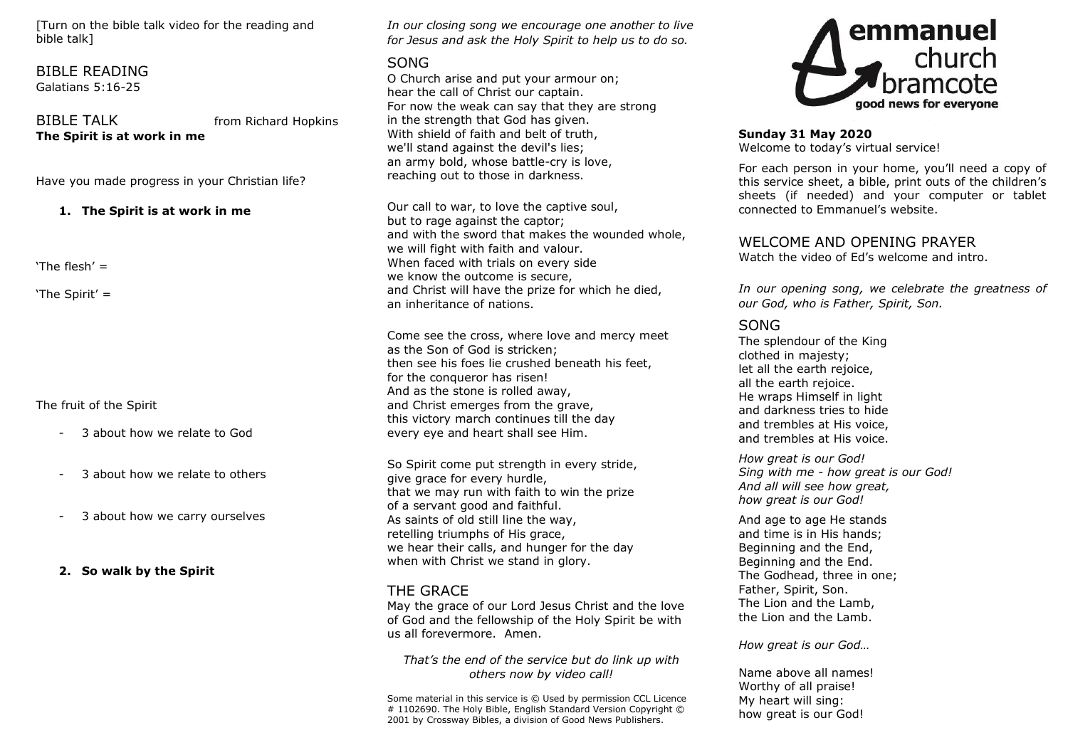[Turn on the bible talk video for the reading and bible talk]

## BIBLE READING

Galatians 5:16-25

## BIBLE TALK

from Richard Hopkins

**The Spirit is at work in me**

Have you made progress in your Christian life?

1. **The Spirit is at work in me**

'The flesh' =

'The Spirit' =

The fruit of the Spirit

- 3 about how we relate to God
- 3 about how we relate to others
- 3 about how we carry ourselves

2. **So walk by the Spirit**

*In our closing song we encourage one another to live for Jesus and ask the Holy Spirit to help us to do so.*

## SONG

O Church arise and put your armour on;
hear the call of Christ our captain.
For now the weak can say that they are strong
in the strength that God has given.
With shield of faith and belt of truth,
we'll stand against the devil's lies;
an army bold, whose battle-cry is love,
reaching out to those in darkness.

Our call to war, to love the captive soul,
but to rage against the captor;
and with the sword that makes the wounded whole,
we will fight with faith and valour.
When faced with trials on every side
we know the outcome is secure,
and Christ will have the prize for which he died,
an inheritance of nations.

Come see the cross, where love and mercy meet
as the Son of God is stricken;
then see his foes lie crushed beneath his feet,
for the conqueror has risen!
And as the stone is rolled away,
and Christ emerges from the grave,
this victory march continues till the day
every eye and heart shall see Him.

So Spirit come put strength in every stride,
give grace for every hurdle,
that we may run with faith to win the prize
of a servant good and faithful.
As saints of old still line the way,
retelling triumphs of His grace,
we hear their calls, and hunger for the day
when with Christ we stand in glory.

## THE GRACE

May the grace of our Lord Jesus Christ and the love of God and the fellowship of the Holy Spirit be with us all forevermore. Amen.

*That's the end of the service but do link up with others now by video call!*

Some material in this service is © Used by permission CCL Licence # 1102690. The Holy Bible, English Standard Version Copyright © 2001 by Crossway Bibles, a division of Good News Publishers.

emmanuel church bramcote
good news for everyone

**Sunday 31 May 2020**

Welcome to today's virtual service!

For each person in your home, you'll need a copy of this service sheet, a bible, print outs of the children's sheets (if needed) and your computer or tablet connected to Emmanuel's website.

## WELCOME AND OPENING PRAYER

Watch the video of Ed's welcome and intro.

*In our opening song, we celebrate the greatness of our God, who is Father, Spirit, Son.*

## SONG

The splendour of the King
clothed in majesty;
let all the earth rejoice,
all the earth rejoice.
He wraps Himself in light
and darkness tries to hide
and trembles at His voice,
and trembles at His voice.

*How great is our God!*
*Sing with me - how great is our God!*
*And all will see how great,*
*how great is our God!*

And age to age He stands
and time is in His hands;
Beginning and the End,
Beginning and the End.
The Godhead, three in one;
Father, Spirit, Son.
The Lion and the Lamb,
the Lion and the Lamb.

*How great is our God…*

Name above all names!
Worthy of all praise!
My heart will sing:
how great is our God!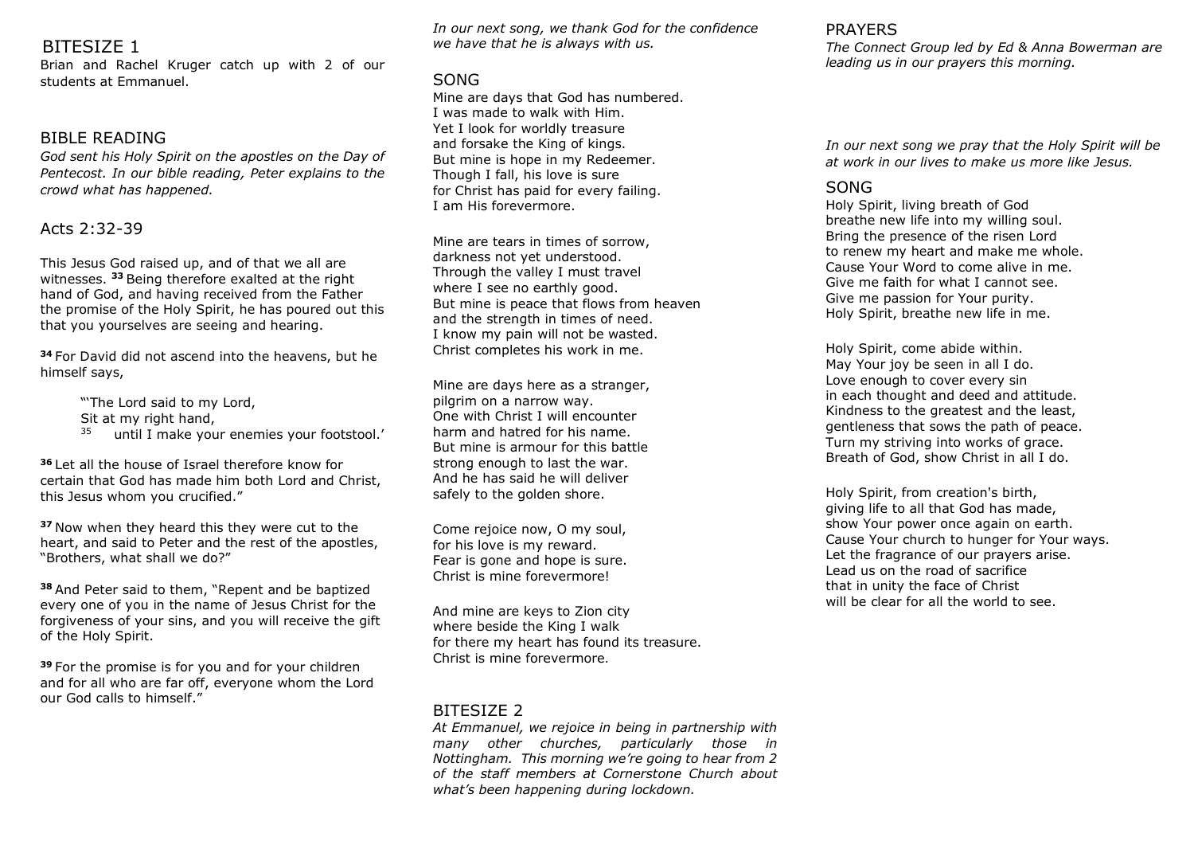## BITESIZE 1

Brian and Rachel Kruger catch up with 2 of our students at Emmanuel.

## BIBLE READING

*God sent his Holy Spirit on the apostles on the Day of Pentecost. In our bible reading, Peter explains to the crowd what has happened.*

### Acts 2:32-39

This Jesus God raised up, and of that we all are witnesses. **33** Being therefore exalted at the right hand of God, and having received from the Father the promise of the Holy Spirit, he has poured out this that you yourselves are seeing and hearing.

**34** For David did not ascend into the heavens, but he himself says,

> "'The Lord said to my Lord,
> Sit at my right hand,
> 35 until I make your enemies your footstool.'

**36** Let all the house of Israel therefore know for certain that God has made him both Lord and Christ, this Jesus whom you crucified."

**37** Now when they heard this they were cut to the heart, and said to Peter and the rest of the apostles, "Brothers, what shall we do?"

**38** And Peter said to them, "Repent and be baptized every one of you in the name of Jesus Christ for the forgiveness of your sins, and you will receive the gift of the Holy Spirit.

**39** For the promise is for you and for your children and for all who are far off, everyone whom the Lord our God calls to himself."

*In our next song, we thank God for the confidence we have that he is always with us.*

## SONG

Mine are days that God has numbered.
I was made to walk with Him.
Yet I look for worldly treasure
and forsake the King of kings.
But mine is hope in my Redeemer.
Though I fall, his love is sure
for Christ has paid for every failing.
I am His forevermore.

Mine are tears in times of sorrow,
darkness not yet understood.
Through the valley I must travel
where I see no earthly good.
But mine is peace that flows from heaven
and the strength in times of need.
I know my pain will not be wasted.
Christ completes his work in me.

Mine are days here as a stranger,
pilgrim on a narrow way.
One with Christ I will encounter
harm and hatred for his name.
But mine is armour for this battle
strong enough to last the war.
And he has said he will deliver
safely to the golden shore.

Come rejoice now, O my soul,
for his love is my reward.
Fear is gone and hope is sure.
Christ is mine forevermore!

And mine are keys to Zion city
where beside the King I walk
for there my heart has found its treasure.
Christ is mine forevermore.

## BITESIZE 2

*At Emmanuel, we rejoice in being in partnership with many other churches, particularly those in Nottingham. This morning we're going to hear from 2 of the staff members at Cornerstone Church about what's been happening during lockdown.*

## PRAYERS

*The Connect Group led by Ed & Anna Bowerman are leading us in our prayers this morning.*

*In our next song we pray that the Holy Spirit will be at work in our lives to make us more like Jesus.*

## SONG

Holy Spirit, living breath of God
breathe new life into my willing soul.
Bring the presence of the risen Lord
to renew my heart and make me whole.
Cause Your Word to come alive in me.
Give me faith for what I cannot see.
Give me passion for Your purity.
Holy Spirit, breathe new life in me.

Holy Spirit, come abide within.
May Your joy be seen in all I do.
Love enough to cover every sin
in each thought and deed and attitude.
Kindness to the greatest and the least,
gentleness that sows the path of peace.
Turn my striving into works of grace.
Breath of God, show Christ in all I do.

Holy Spirit, from creation's birth,
giving life to all that God has made,
show Your power once again on earth.
Cause Your church to hunger for Your ways.
Let the fragrance of our prayers arise.
Lead us on the road of sacrifice
that in unity the face of Christ
will be clear for all the world to see.